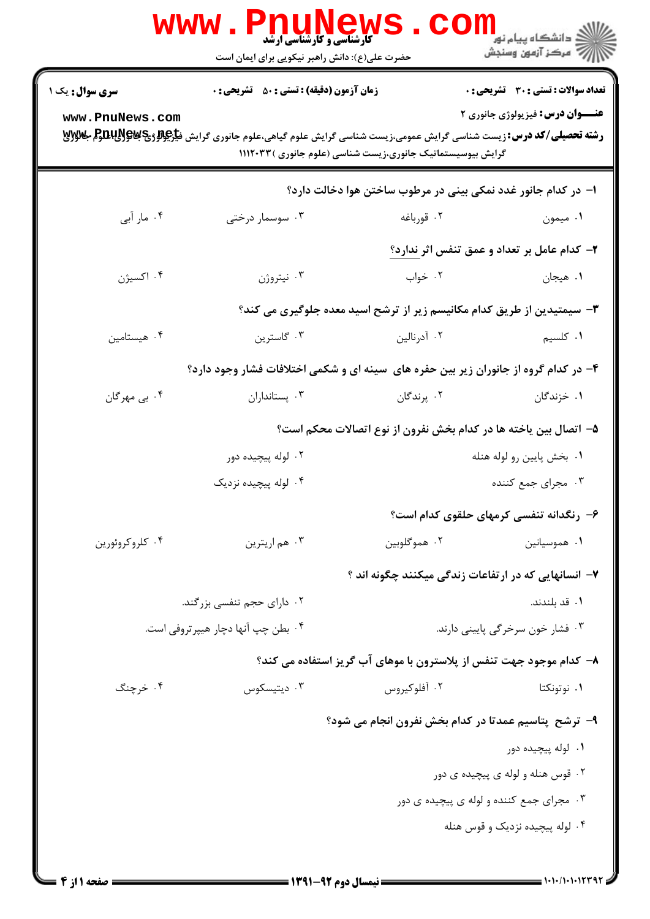کارشناسی و کارشناسی ارشد

حضرت علی(ع): دانش راهبر نیکویی برای ایمان است

دانشگاه پیام نور
مرکز آزمون وسنجش

**سری سوال:** یک ۱

**زمان آزمون (دقیقه) : تستی : ۵۰ تشریحی : ۰**

**تعداد سوالات : تستی : ۳۰ تشریحی : ۰**

**عنـــوان درس:** فیزیولوژی جانوری ۲

**رشته تحصیلی/کد درس:** زیست شناسی گرایش عمومی،زیست شناسی گرایش علوم گیاهی،علوم جانوری گرایش فیزیولوژی جانوری،علوم جانوری گرایش بیوسیستماتیک جانوری،زیست شناسی (علوم جانوری ) ۱۱۱۲۰۳۳

۱- در کدام جانور غدد نمکی بینی در مرطوب ساختن هوا دخالت دارد؟

۱. میمون
۲. قورباغه
۳. سوسمار درختی
۴. مار آبی

۲- کدام عامل بر تعداد و عمق تنفس اثر ندارد؟

۱. هیجان
۲. خواب
۳. نیتروژن
۴. اکسیژن

۳- سیمتیدین از طریق کدام مکانیسم زیر از ترشح اسید معده جلوگیری می کند؟

۱. کلسیم
۲. آدرنالین
۳. گاسترین
۴. هیستامین

۴- در کدام گروه از جانوران زیر بین حفره های سینه ای و شکمی اختلافات فشار وجود دارد؟

۱. خزندگان
۲. پرندگان
۳. پستانداران
۴. بی مهرگان

۵- اتصال بین یاخته ها در کدام بخش نفرون از نوع اتصالات محکم است؟

۱. بخش پایین رو لوله هنله
۲. لوله پیچیده دور
۳. مجرای جمع کننده
۴. لوله پیچیده نزدیک

۶- رنگدانه تنفسی کرمهای حلقوی کدام است؟

۱. هموسیانین
۲. هموگلوبین
۳. هم اریترین
۴. کلروکروئورین

۷- انسانهایی که در ارتفاعات زندگی میکنند چگونه اند ؟

۱. قد بلندند.
۲. دارای حجم تنفسی بزرگند.
۳. فشار خون سرخرگی پایینی دارند.
۴. بطن چپ آنها دچار هیپرتروفی است.

۸- کدام موجود جهت تنفس از پلاسترون با موهای آب گریز استفاده می کند؟

۱. نوتونکتا
۲. آفلوکیروس
۳. دیتیسکوس
۴. خرچنگ

۹- ترشح پتاسیم عمدتا در کدام بخش نفرون انجام می شود؟

۱. لوله پیچیده دور
۲. قوس هنله و لوله ی پیچیده ی دور
۳. مجرای جمع کننده و لوله ی پیچیده ی دور
۴. لوله پیچیده نزدیک و قوس هنله

نیمسال دوم ۹۲-۱۳۹۱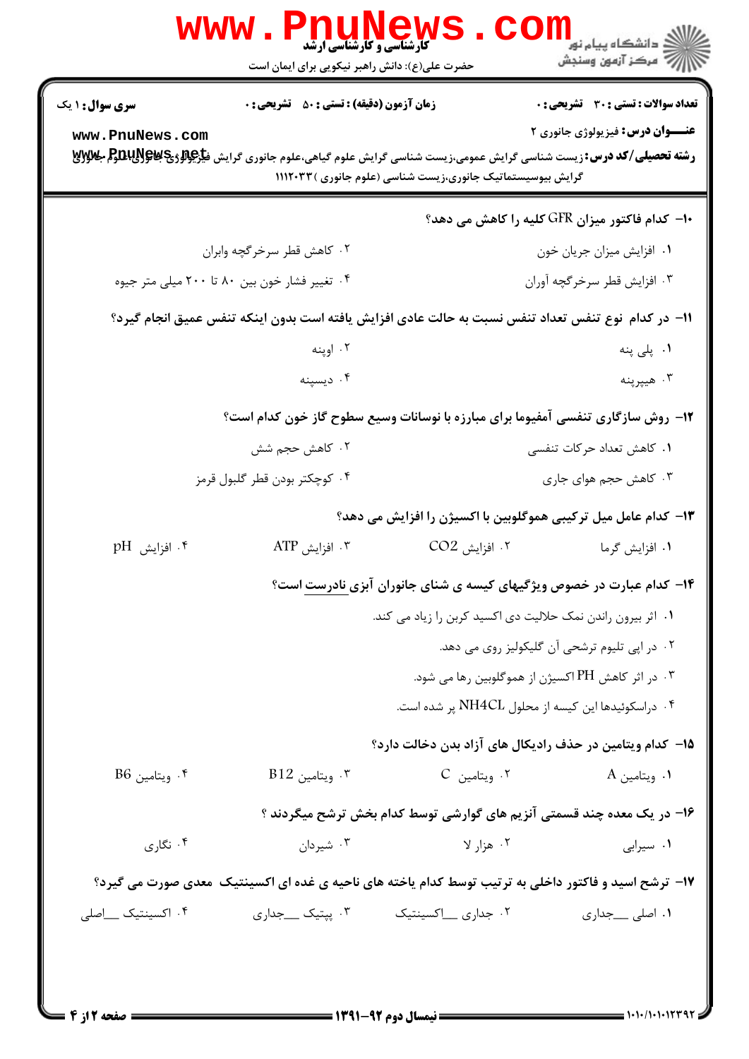**۱۰- کدام فاکتور میزان GFR کلیه را کاهش می دهد؟**

۱. افزایش میزان جریان خون

۲. کاهش قطر سرخرگچه وابران

۳. افزایش قطر سرخرگچه آوران

۴. تغییر فشار خون بین ۸۰ تا ۲۰۰ میلی متر جیوه

**۱۱- در کدام نوع تنفس تعداد تنفس نسبت به حالت عادی افزایش یافته است بدون اینکه تنفس عمیق انجام گیرد؟**

۱. پلی پنه

۲. اوپنه

۳. هیپرپنه

۴. دیسپنه

**۱۲- روش سازگاری تنفسی آمفیوما برای مبارزه با نوسانات وسیع سطوح گاز خون کدام است؟**

۱. کاهش تعداد حرکات تنفسی

۲. کاهش حجم شش

۳. کاهش حجم هوای جاری

۴. کوچکتر بودن قطر گلبول قرمز

**۱۳- کدام عامل میل ترکیبی هموگلوبین با اکسیژن را افزایش می دهد؟**

۱. افزایش گرما

۲. افزایش $CO_2$

۳. افزایش ATP

۴. افزایش pH

**۱۴- کدام عبارت در خصوص ویژگیهای کیسه ی شنای جانوران آبزی نادرست است؟**

۱. اثر بیرون راندن نمک حلالیت دی اکسید کربن را زیاد می کند.

۲. در اپی تلیوم ترشحی آن گلیکولیز روی می دهد.

۳. در اثر کاهش PH اکسیژن از هموگلوبین رها می شود.

۴. دراسکوئیدها این کیسه از محلول $NH_4CL$ پر شده است.

**۱۵- کدام ویتامین در حذف رادیکال های آزاد بدن دخالت دارد؟**

۱. ویتامین A

۲. ویتامین C

۳. ویتامین B12

۴. ویتامین B6

**۱۶- در یک معده چند قسمتی آنزیم های گوارشی توسط کدام بخش ترشح میگردند ؟**

۱. سیرابی

۲. هزار لا

۳. شیردان

۴. نگاری

**۱۷- ترشح اسید و فاکتور داخلی به ترتیب توسط کدام یاخته های ناحیه ی غده ای اکسینتیک معدی صورت می گیرد؟**

۱. اصلی ـــ جداری

۲. جداری ـــ اکسینتیک

۳. پپتیک ـــ جداری

۴. اکسینتیک ـــ اصلی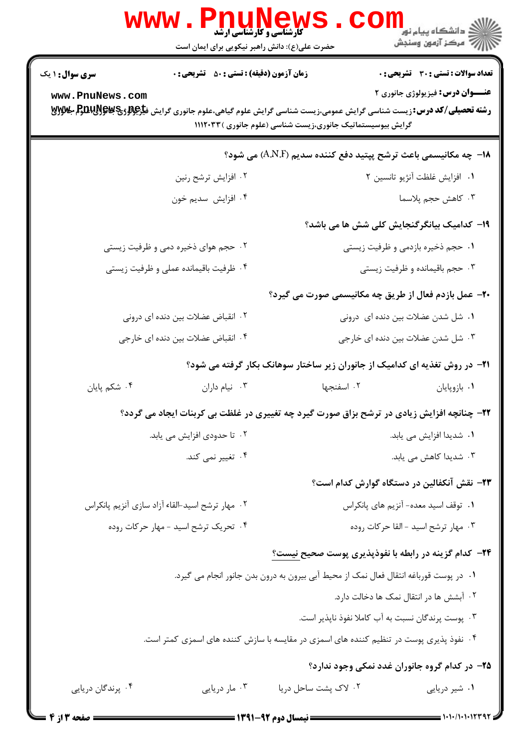۱۸- چه مکانیسمی باعث ترشح پپتید دفع کننده سدیم (A.N.F) می شود؟

۱. افزایش غلظت آنژیو تانسین ۲

۲. افزایش ترشح رنین

۳. کاهش حجم پلاسما

۴. افزایش سدیم خون

۱۹- کدامیک بیانگرگنجایش کلی شش ها می باشد؟

۱. حجم ذخیره بازدمی و ظرفیت زیستی

۲. حجم هوای ذخیره دمی و ظرفیت زیستی

۳. حجم باقیمانده و ظرفیت زیستی

۴. ظرفیت باقیمانده عملی و ظرفیت زیستی

۲۰- عمل بازدم فعال از طریق چه مکانیسمی صورت می گیرد؟

۱. شل شدن عضلات بین دنده ای درونی

۲. انقباض عضلات بین دنده ای درونی

۳. شل شدن عضلات بین دنده ای خارجی

۴. انقباض عضلات بین دنده ای خارجی

۲۱- در روش تغذیه ای کدامیک از جانوران زیر ساختار سوهانک بکار گرفته می شود؟

۱. بازوپایان

۲. اسفنجها

۳. نیام داران

۴. شکم پایان

۲۲- چنانچه افزایش زیادی در ترشح بزاق صورت گیرد چه تغییری در غلظت بی کربنات ایجاد می گردد؟

۱. شدیدا افزایش می یابد.

۲. تا حدودی افزایش می یابد.

۳. شدیدا کاهش می یابد.

۴. تغییر نمی کند.

۲۳- نقش آنکفالین در دستگاه گوارش کدام است؟

۱. توقف اسید معده- آنزیم های پانکراس

۲. مهار ترشح اسید-القاء آزاد سازی آنزیم پانکراس

۳. مهار ترشح اسید - القا حرکات روده

۴. تحریک ترشح اسید - مهار حرکات روده

۲۴- کدام گزینه در رابطه با نفوذپذیری پوست صحیح نیست؟

۱. در پوست قورباغه انتقال فعال نمک از محیط آبی بیرون به درون بدن جانور انجام می گیرد.

۲. آبشش ها در انتقال نمک ها دخالت دارد.

۳. پوست پرندگان نسبت به آب کاملا نفوذ ناپذیر است.

۴. نفوذ پذیری پوست در تنظیم کننده های اسمزی در مقایسه با سازش کننده های اسمزی کمتر است.

۲۵- در کدام گروه جانوران غدد نمکی وجود ندارد؟

۱. شیر دریایی

۲. لاک پشت ساحل دریا

۳. مار دریایی

۴. پرندگان دریایی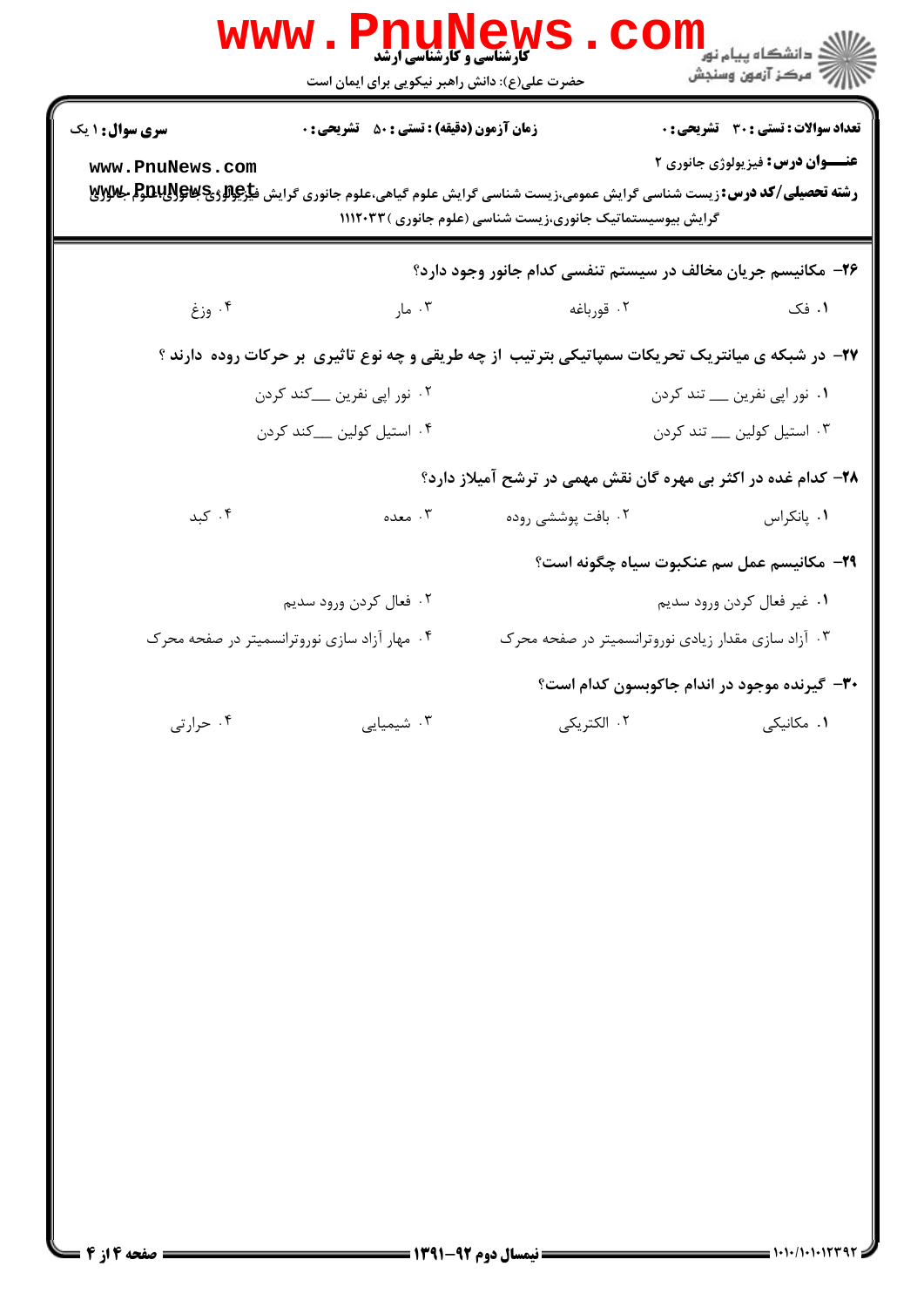**تعداد سوالات : تستی : ۳۰ تشریحی : ۰** | **زمان آزمون (دقیقه) : تستی : ۵۰ تشریحی : ۰** | **سری سوال : ۱ یک**

**عنـــوان درس:** فیزیولوژی جانوری ۲

**رشته تحصیلی/کد درس:** زیست شناسی گرایش عمومی،زیست شناسی گرایش علوم گیاهی،علوم جانوری گرایش فیزیولوژی جانوری،علوم جانوری گرایش بیوسیستماتیک جانوری،زیست شناسی (علوم جانوری )۱۱۱۲۰۳۳

**۲۶- مکانیسم جریان مخالف در سیستم تنفسی کدام جانور وجود دارد؟**

۱. فک

۲. قورباغه

۳. مار

۴. وزغ

**۲۷- در شبکه ی میانتریک تحریکات سمپاتیکی بترتیب از چه طریقی و چه نوع تاثیری بر حرکات روده دارند ؟**

۱. نور اپی نفرین ـــ تند کردن

۲. نور اپی نفرین ـــ کند کردن

۳. استیل کولین ـــ تند کردن

۴. استیل کولین ـــ کند کردن

**۲۸- کدام غده در اکثر بی مهره گان نقش مهمی در ترشح آمیلاز دارد؟**

۱. پانکراس

۲. بافت پوششی روده

۳. معده

۴. کبد

**۲۹- مکانیسم عمل سم عنکبوت سیاه چگونه است؟**

۱. غیر فعال کردن ورود سدیم

۲. فعال کردن ورود سدیم

۳. آزاد سازی مقدار زیادی نوروترانسمیتر در صفحه محرک

۴. مهار آزاد سازی نوروترانسمیتر در صفحه محرک

**۳۰- گیرنده موجود در اندام جاکوبسون کدام است؟**

۱. مکانیکی

۲. الکتریکی

۳. شیمیایی

۴. حرارتی